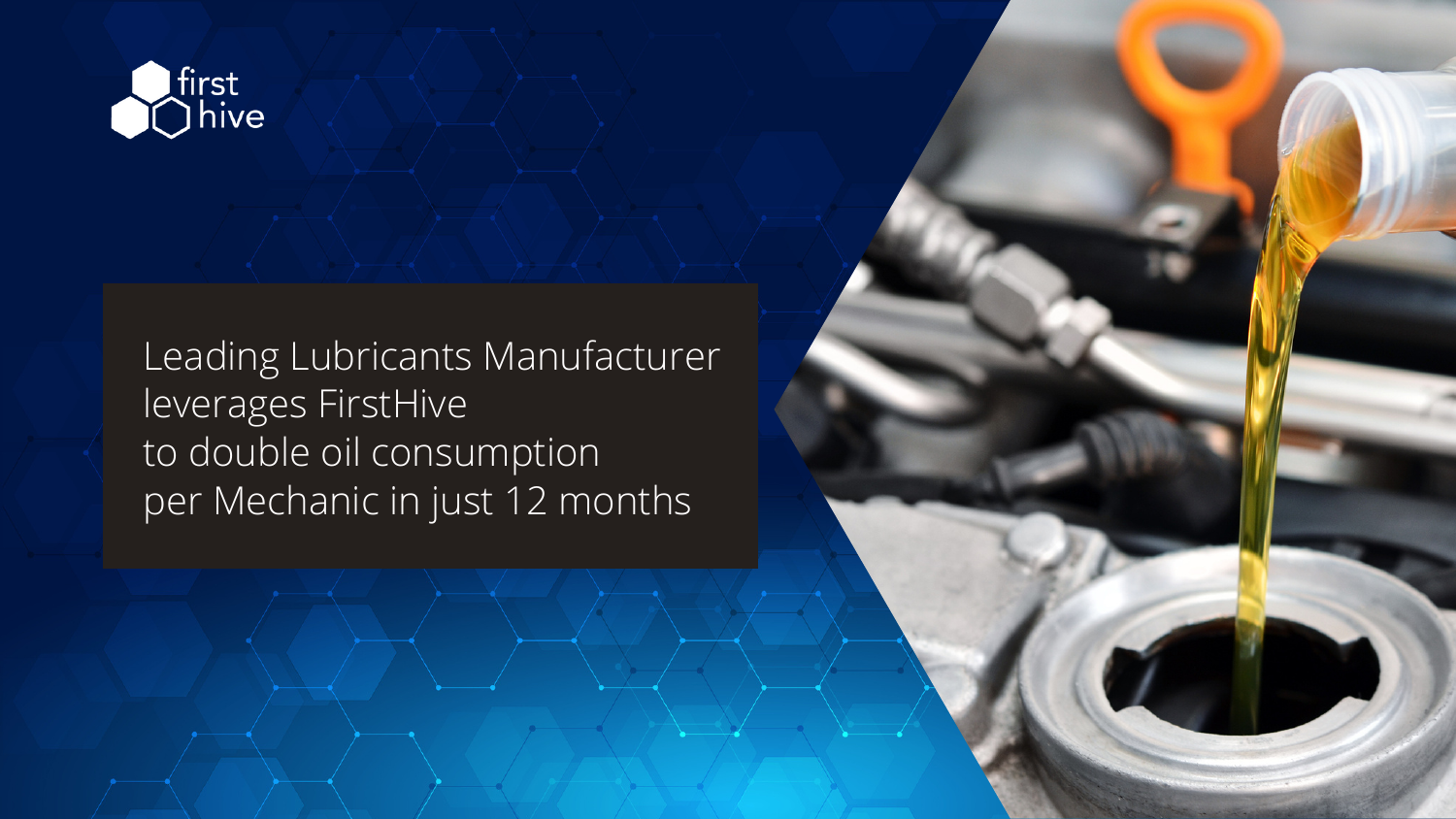first hive

# Leading Lubricants Manufacturer leverages FirstHive to double oil consumption per Mechanic in just 12 months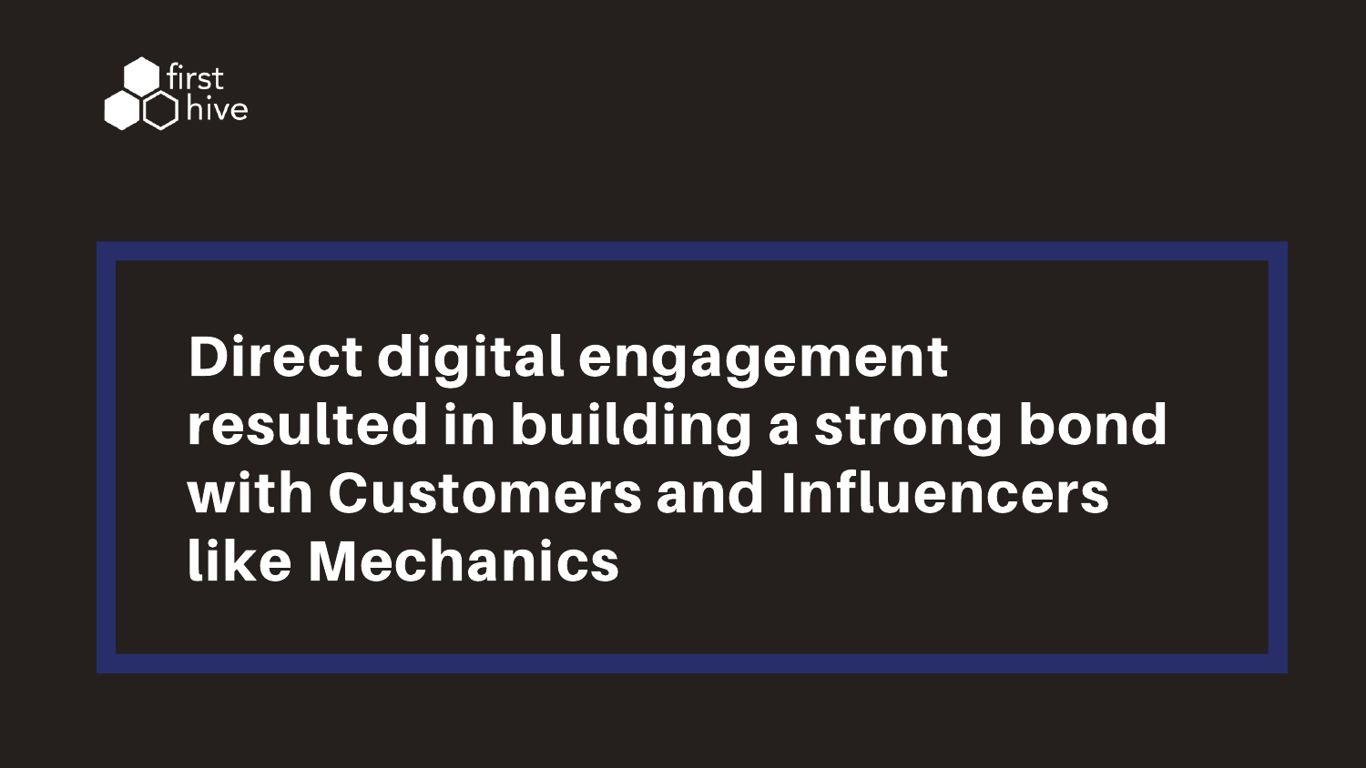first hive

# Direct digital engagement resulted in building a strong bond with Customers and Influencers like Mechanics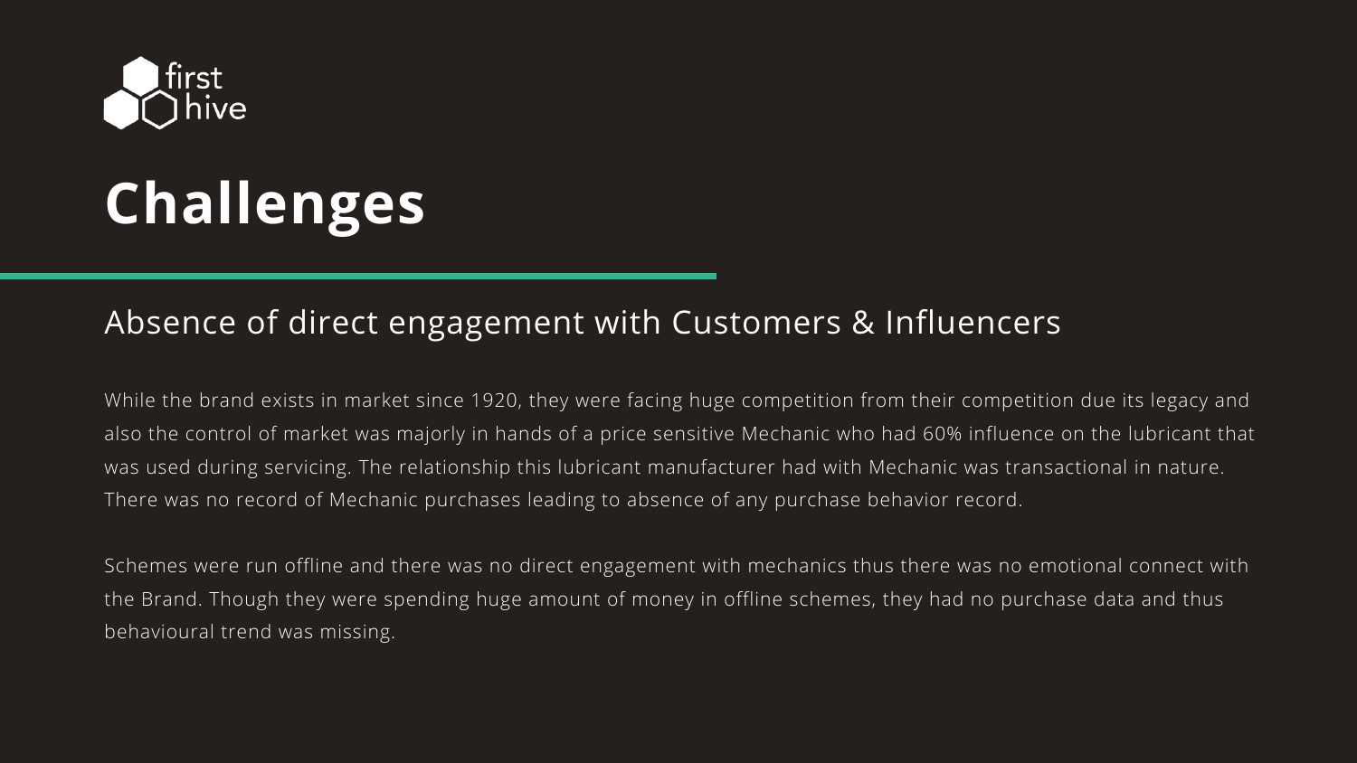# Challenges

## Absence of direct engagement with Customers & Influencers

While the brand exists in market since 1920, they were facing huge competition from their competition due its legacy and also the control of market was majorly in hands of a price sensitive Mechanic who had 60% influence on the lubricant that was used during servicing. The relationship this lubricant manufacturer had with Mechanic was transactional in nature. There was no record of Mechanic purchases leading to absence of any purchase behavior record.

Schemes were run offline and there was no direct engagement with mechanics thus there was no emotional connect with the Brand. Though they were spending huge amount of money in offline schemes, they had no purchase data and thus behavioural trend was missing.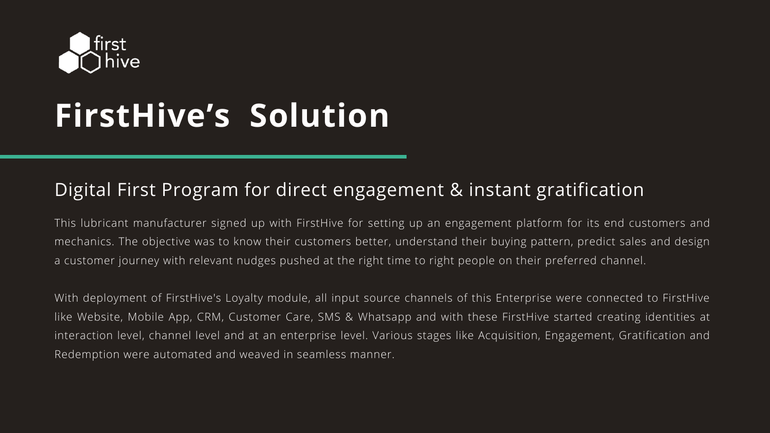# FirstHive's Solution

## Digital First Program for direct engagement & instant gratification

This lubricant manufacturer signed up with FirstHive for setting up an engagement platform for its end customers and mechanics. The objective was to know their customers better, understand their buying pattern, predict sales and design a customer journey with relevant nudges pushed at the right time to right people on their preferred channel.

With deployment of FirstHive's Loyalty module, all input source channels of this Enterprise were connected to FirstHive like Website, Mobile App, CRM, Customer Care, SMS & Whatsapp and with these FirstHive started creating identities at interaction level, channel level and at an enterprise level. Various stages like Acquisition, Engagement, Gratification and Redemption were automated and weaved in seamless manner.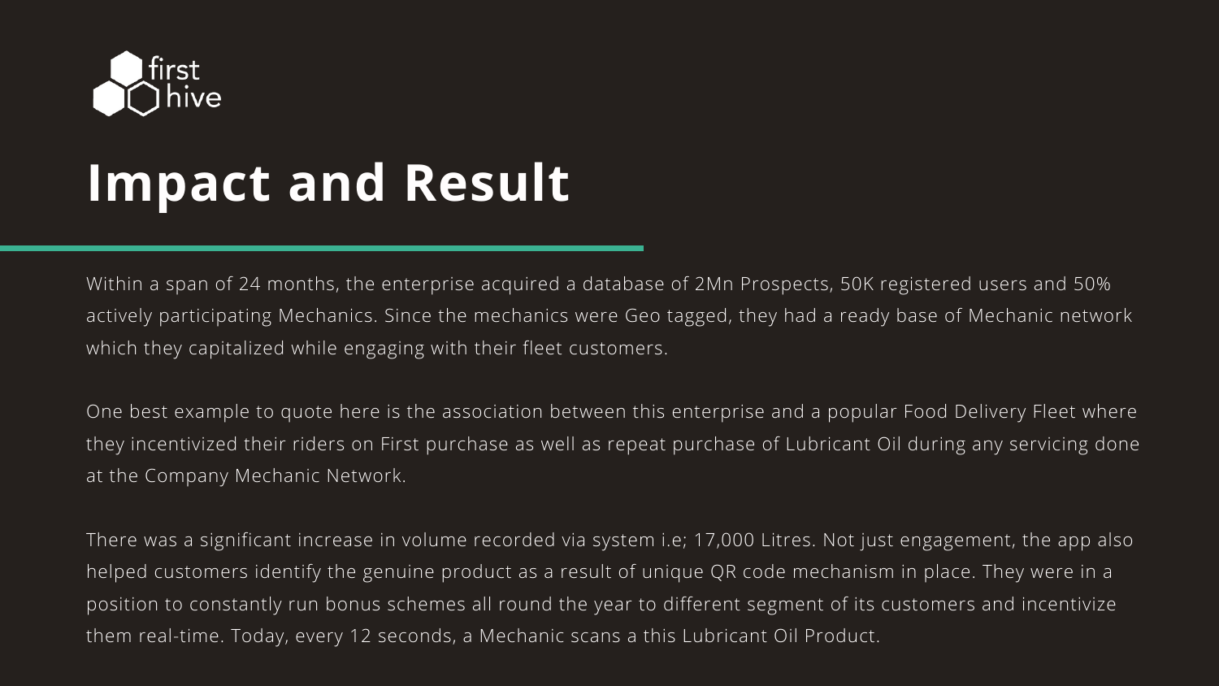first hive

# Impact and Result

Within a span of 24 months, the enterprise acquired a database of 2Mn Prospects, 50K registered users and 50% actively participating Mechanics. Since the mechanics were Geo tagged, they had a ready base of Mechanic network which they capitalized while engaging with their fleet customers.

One best example to quote here is the association between this enterprise and a popular Food Delivery Fleet where they incentivized their riders on First purchase as well as repeat purchase of Lubricant Oil during any servicing done at the Company Mechanic Network.

There was a significant increase in volume recorded via system i.e; 17,000 Litres. Not just engagement, the app also helped customers identify the genuine product as a result of unique QR code mechanism in place. They were in a position to constantly run bonus schemes all round the year to different segment of its customers and incentivize them real-time. Today, every 12 seconds, a Mechanic scans a this Lubricant Oil Product.